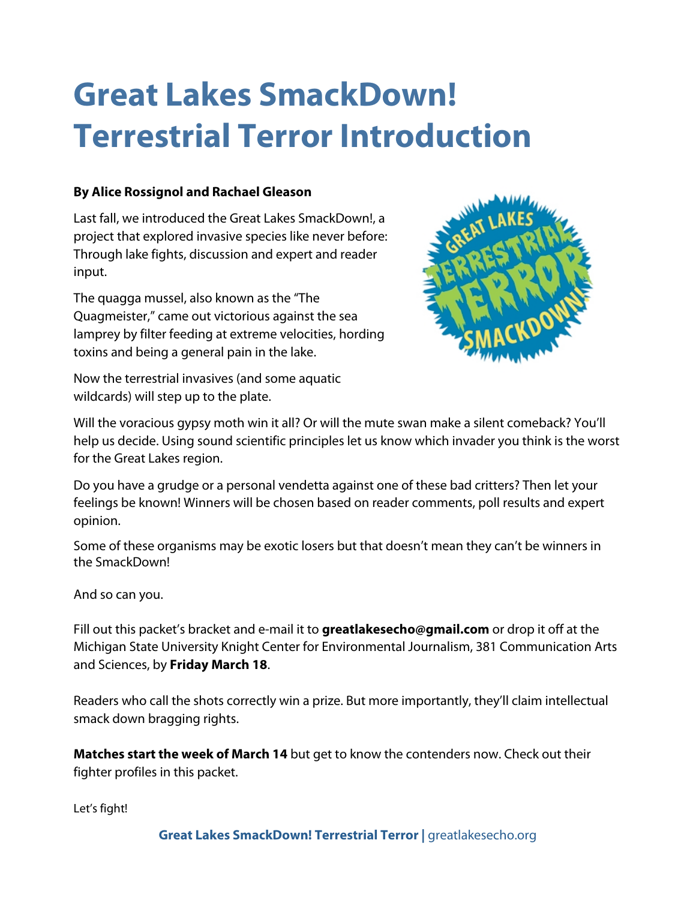# Great Lakes SmackDown! Terrestrial Terror Introduction

**By Alice Rossignol and Rachael Gleason**

Last fall, we introduced the Great Lakes SmackDown!, a project that explored invasive species like never before: Through lake fights, discussion and expert and reader input.

The quagga mussel, also known as the "The Quagmeister," came out victorious against the sea lamprey by filter feeding at extreme velocities, hording toxins and being a general pain in the lake.

Now the terrestrial invasives (and some aquatic wildcards) will step up to the plate.

Will the voracious gypsy moth win it all? Or will the mute swan make a silent comeback? You'll help us decide. Using sound scientific principles let us know which invader you think is the worst for the Great Lakes region.

Do you have a grudge or a personal vendetta against one of these bad critters? Then let your feelings be known! Winners will be chosen based on reader comments, poll results and expert opinion.

Some of these organisms may be exotic losers but that doesn't mean they can't be winners in the SmackDown!

And so can you.

Fill out this packet's bracket and e-mail it to **greatlakesecho@gmail.com** or drop it off at the Michigan State University Knight Center for Environmental Journalism, 381 Communication Arts and Sciences, by **Friday March 18**.

Readers who call the shots correctly win a prize. But more importantly, they'll claim intellectual smack down bragging rights.

**Matches start the week of March 14** but get to know the contenders now. Check out their fighter profiles in this packet.

Let's fight!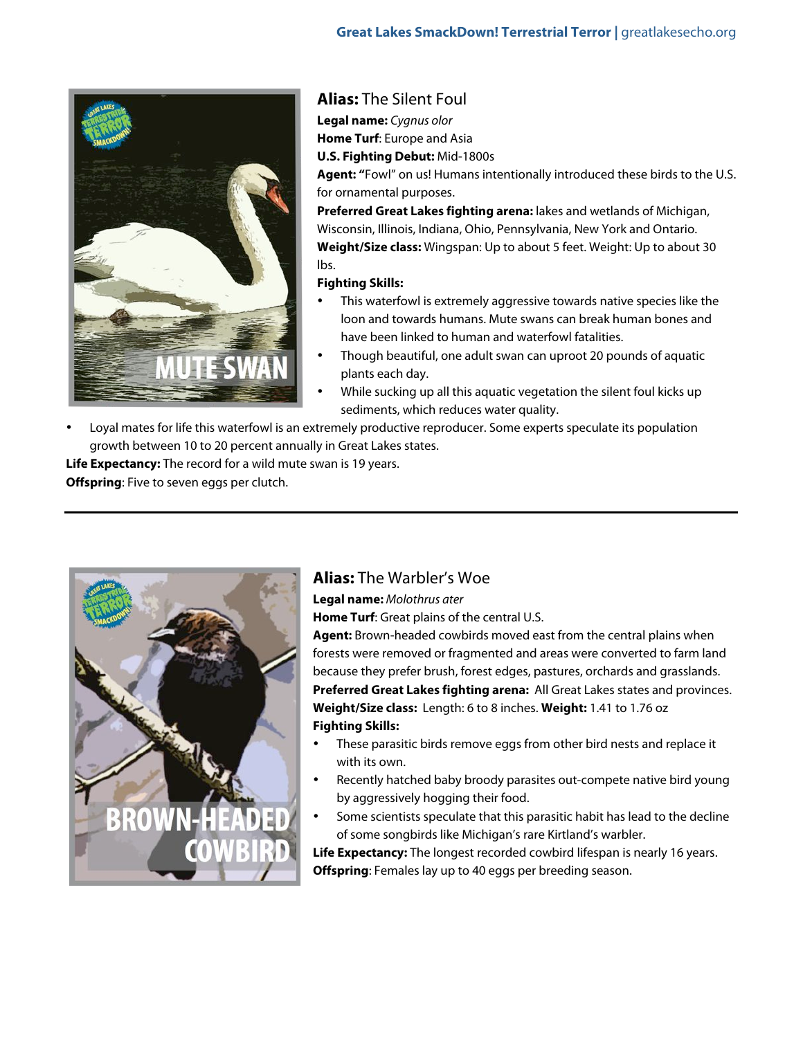## Alias: The Silent Foul

**Legal name:** *Cygnus olor*

**Home Turf**: Europe and Asia

**U.S. Fighting Debut:** Mid-1800s

**Agent: "**Fowl" on us! Humans intentionally introduced these birds to the U.S. for ornamental purposes.

**Preferred Great Lakes fighting arena:** lakes and wetlands of Michigan, Wisconsin, Illinois, Indiana, Ohio, Pennsylvania, New York and Ontario.

**Weight/Size class:** Wingspan: Up to about 5 feet. Weight: Up to about 30 lbs.

**Fighting Skills:**

- This waterfowl is extremely aggressive towards native species like the loon and towards humans. Mute swans can break human bones and have been linked to human and waterfowl fatalities.
- Though beautiful, one adult swan can uproot 20 pounds of aquatic plants each day.
- While sucking up all this aquatic vegetation the silent foul kicks up sediments, which reduces water quality.
- Loyal mates for life this waterfowl is an extremely productive reproducer. Some experts speculate its population growth between 10 to 20 percent annually in Great Lakes states.

**Life Expectancy:** The record for a wild mute swan is 19 years.

**Offspring**: Five to seven eggs per clutch.

---

## Alias: The Warbler's Woe

**Legal name:** *Molothrus ater*

**Home Turf**: Great plains of the central U.S.

**Agent:** Brown-headed cowbirds moved east from the central plains when forests were removed or fragmented and areas were converted to farm land because they prefer brush, forest edges, pastures, orchards and grasslands.

**Preferred Great Lakes fighting arena:** All Great Lakes states and provinces.

**Weight/Size class:** Length: 6 to 8 inches. **Weight:** 1.41 to 1.76 oz

**Fighting Skills:**

- These parasitic birds remove eggs from other bird nests and replace it with its own.
- Recently hatched baby broody parasites out-compete native bird young by aggressively hogging their food.
- Some scientists speculate that this parasitic habit has lead to the decline of some songbirds like Michigan's rare Kirtland's warbler.

**Life Expectancy:** The longest recorded cowbird lifespan is nearly 16 years.

**Offspring**: Females lay up to 40 eggs per breeding season.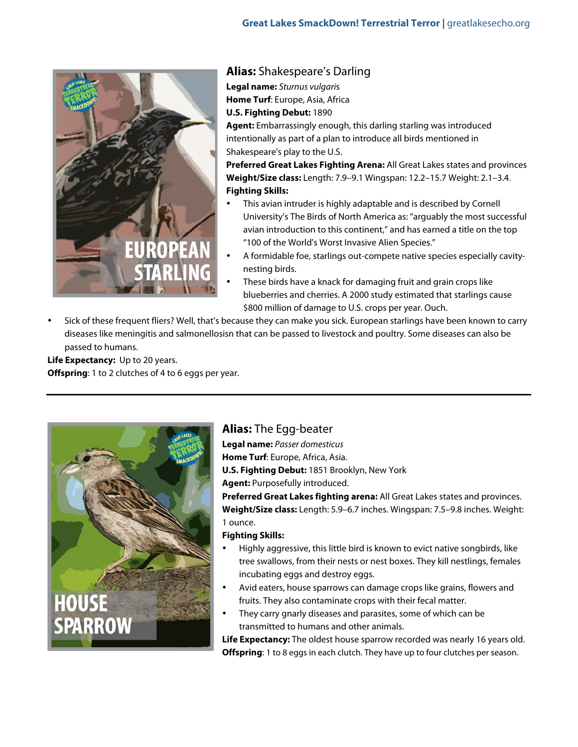## Alias: Shakespeare's Darling

**Legal name:** *Sturnus vulgaris*

**Home Turf**: Europe, Asia, Africa

**U.S. Fighting Debut:** 1890

**Agent:** Embarrassingly enough, this darling starling was introduced intentionally as part of a plan to introduce all birds mentioned in Shakespeare's play to the U.S.

**Preferred Great Lakes Fighting Arena:** All Great Lakes states and provinces

**Weight/Size class:** Length: 7.9–9.1 Wingspan: 12.2–15.7 Weight: 2.1–3.4.

**Fighting Skills:**

- This avian intruder is highly adaptable and is described by Cornell University's The Birds of North America as: "arguably the most successful avian introduction to this continent," and has earned a title on the top "100 of the World's Worst Invasive Alien Species."
- A formidable foe, starlings out-compete native species especially cavity-nesting birds.
- These birds have a knack for damaging fruit and grain crops like blueberries and cherries. A 2000 study estimated that starlings cause $800 million of damage to U.S. crops per year. Ouch.
- Sick of these frequent fliers? Well, that's because they can make you sick. European starlings have been known to carry diseases like meningitis and salmonellosisn that can be passed to livestock and poultry. Some diseases can also be passed to humans.

**Life Expectancy:** Up to 20 years.

**Offspring**: 1 to 2 clutches of 4 to 6 eggs per year.

---

## Alias: The Egg-beater

**Legal name:** *Passer domesticus*

**Home Turf**: Europe, Africa, Asia.

**U.S. Fighting Debut:** 1851 Brooklyn, New York

**Agent:** Purposefully introduced.

**Preferred Great Lakes fighting arena:** All Great Lakes states and provinces.

**Weight/Size class:** Length: 5.9–6.7 inches. Wingspan: 7.5–9.8 inches. Weight: 1 ounce.

**Fighting Skills:**

- Highly aggressive, this little bird is known to evict native songbirds, like tree swallows, from their nests or nest boxes. They kill nestlings, females incubating eggs and destroy eggs.
- Avid eaters, house sparrows can damage crops like grains, flowers and fruits. They also contaminate crops with their fecal matter.
- They carry gnarly diseases and parasites, some of which can be transmitted to humans and other animals.

**Life Expectancy:** The oldest house sparrow recorded was nearly 16 years old.

**Offspring**: 1 to 8 eggs in each clutch. They have up to four clutches per season.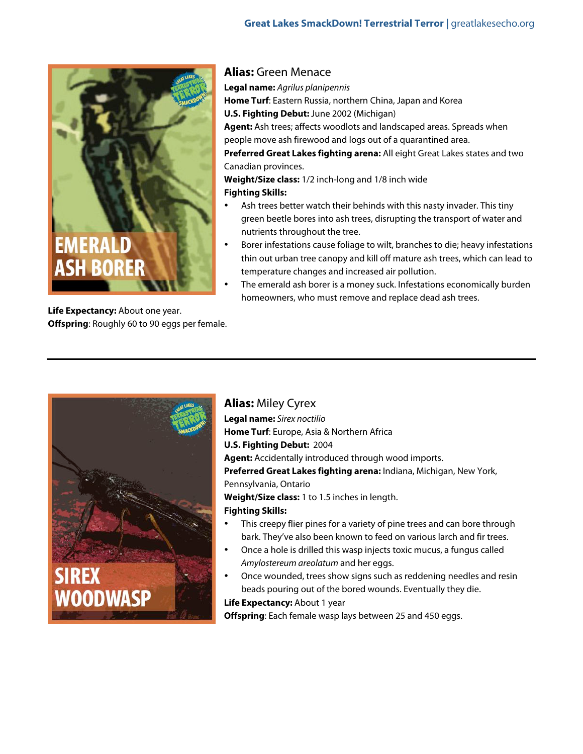## EMERALD ASH BORER

**Alias:** Green Menace

**Legal name:** *Agrilus planipennis*

**Home Turf**: Eastern Russia, northern China, Japan and Korea

**U.S. Fighting Debut:** June 2002 (Michigan)

**Agent:** Ash trees; affects woodlots and landscaped areas. Spreads when people move ash firewood and logs out of a quarantined area.

**Preferred Great Lakes fighting arena:** All eight Great Lakes states and two Canadian provinces.

**Weight/Size class:** 1/2 inch-long and 1/8 inch wide

**Fighting Skills:**

- Ash trees better watch their behinds with this nasty invader. This tiny green beetle bores into ash trees, disrupting the transport of water and nutrients throughout the tree.
- Borer infestations cause foliage to wilt, branches to die; heavy infestations thin out urban tree canopy and kill off mature ash trees, which can lead to temperature changes and increased air pollution.
- The emerald ash borer is a money suck. Infestations economically burden homeowners, who must remove and replace dead ash trees.

**Life Expectancy:** About one year.

**Offspring**: Roughly 60 to 90 eggs per female.

---

## SIREX WOODWASP

**Alias:** Miley Cyrex

**Legal name:** *Sirex noctilio*

**Home Turf**: Europe, Asia & Northern Africa

**U.S. Fighting Debut:** 2004

**Agent:** Accidentally introduced through wood imports.

**Preferred Great Lakes fighting arena:** Indiana, Michigan, New York, Pennsylvania, Ontario

**Weight/Size class:** 1 to 1.5 inches in length.

**Fighting Skills:**

- This creepy flier pines for a variety of pine trees and can bore through bark. They've also been known to feed on various larch and fir trees.
- Once a hole is drilled this wasp injects toxic mucus, a fungus called *Amylostereum areolatum* and her eggs.
- Once wounded, trees show signs such as reddening needles and resin beads pouring out of the bored wounds. Eventually they die.

**Life Expectancy:** About 1 year

**Offspring**: Each female wasp lays between 25 and 450 eggs.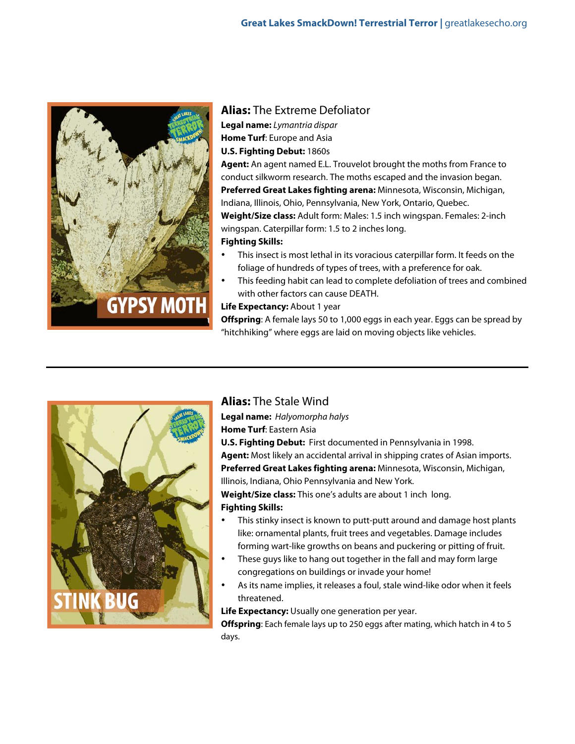**Alias:** The Extreme Defoliator

**Legal name:** *Lymantria dispar*

**Home Turf**: Europe and Asia

**U.S. Fighting Debut:** 1860s

**Agent:** An agent named E.L. Trouvelot brought the moths from France to conduct silkworm research. The moths escaped and the invasion began.

**Preferred Great Lakes fighting arena:** Minnesota, Wisconsin, Michigan, Indiana, Illinois, Ohio, Pennsylvania, New York, Ontario, Quebec.

**Weight/Size class:** Adult form: Males: 1.5 inch wingspan. Females: 2-inch wingspan. Caterpillar form: 1.5 to 2 inches long.

**Fighting Skills:**

- This insect is most lethal in its voracious caterpillar form. It feeds on the foliage of hundreds of types of trees, with a preference for oak.
- This feeding habit can lead to complete defoliation of trees and combined with other factors can cause DEATH.

**Life Expectancy:** About 1 year

**Offspring**: A female lays 50 to 1,000 eggs in each year. Eggs can be spread by "hitchhiking" where eggs are laid on moving objects like vehicles.

---

**Alias:** The Stale Wind

**Legal name:** *Halyomorpha halys*

**Home Turf**: Eastern Asia

**U.S. Fighting Debut:** First documented in Pennsylvania in 1998.

**Agent:** Most likely an accidental arrival in shipping crates of Asian imports.

**Preferred Great Lakes fighting arena:** Minnesota, Wisconsin, Michigan, Illinois, Indiana, Ohio Pennsylvania and New York.

**Weight/Size class:** This one's adults are about 1 inch long.

**Fighting Skills:**

- This stinky insect is known to putt-putt around and damage host plants like: ornamental plants, fruit trees and vegetables. Damage includes forming wart-like growths on beans and puckering or pitting of fruit.
- These guys like to hang out together in the fall and may form large congregations on buildings or invade your home!
- As its name implies, it releases a foul, stale wind-like odor when it feels threatened.

**Life Expectancy:** Usually one generation per year.

**Offspring**: Each female lays up to 250 eggs after mating, which hatch in 4 to 5 days.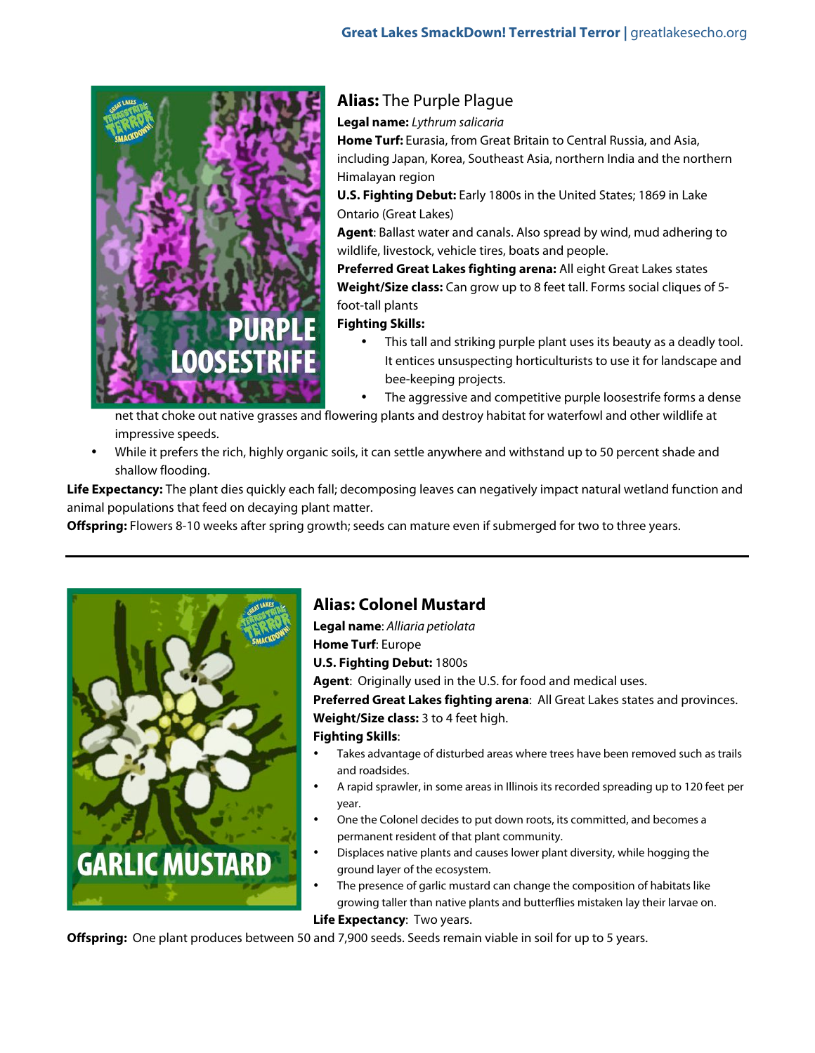## Alias: The Purple Plague

**Legal name:** *Lythrum salicaria*

**Home Turf:** Eurasia, from Great Britain to Central Russia, and Asia, including Japan, Korea, Southeast Asia, northern India and the northern Himalayan region

**U.S. Fighting Debut:** Early 1800s in the United States; 1869 in Lake Ontario (Great Lakes)

**Agent**: Ballast water and canals. Also spread by wind, mud adhering to wildlife, livestock, vehicle tires, boats and people.

**Preferred Great Lakes fighting arena:** All eight Great Lakes states

**Weight/Size class:** Can grow up to 8 feet tall. Forms social cliques of 5-foot-tall plants

**Fighting Skills:**

- This tall and striking purple plant uses its beauty as a deadly tool. It entices unsuspecting horticulturists to use it for landscape and bee-keeping projects.
- The aggressive and competitive purple loosestrife forms a dense net that choke out native grasses and flowering plants and destroy habitat for waterfowl and other wildlife at impressive speeds.
- While it prefers the rich, highly organic soils, it can settle anywhere and withstand up to 50 percent shade and shallow flooding.

**Life Expectancy:** The plant dies quickly each fall; decomposing leaves can negatively impact natural wetland function and animal populations that feed on decaying plant matter.

**Offspring:** Flowers 8-10 weeks after spring growth; seeds can mature even if submerged for two to three years.

---

## Alias: Colonel Mustard

**Legal name**: *Alliaria petiolata*

**Home Turf**: Europe

**U.S. Fighting Debut:** 1800s

**Agent**: Originally used in the U.S. for food and medical uses.

**Preferred Great Lakes fighting arena**: All Great Lakes states and provinces.

**Weight/Size class:** 3 to 4 feet high.

**Fighting Skills**:

- Takes advantage of disturbed areas where trees have been removed such as trails and roadsides.
- A rapid sprawler, in some areas in Illinois its recorded spreading up to 120 feet per year.
- One the Colonel decides to put down roots, its committed, and becomes a permanent resident of that plant community.
- Displaces native plants and causes lower plant diversity, while hogging the ground layer of the ecosystem.
- The presence of garlic mustard can change the composition of habitats like growing taller than native plants and butterflies mistaken lay their larvae on.

**Life Expectancy**: Two years.

**Offspring:** One plant produces between 50 and 7,900 seeds. Seeds remain viable in soil for up to 5 years.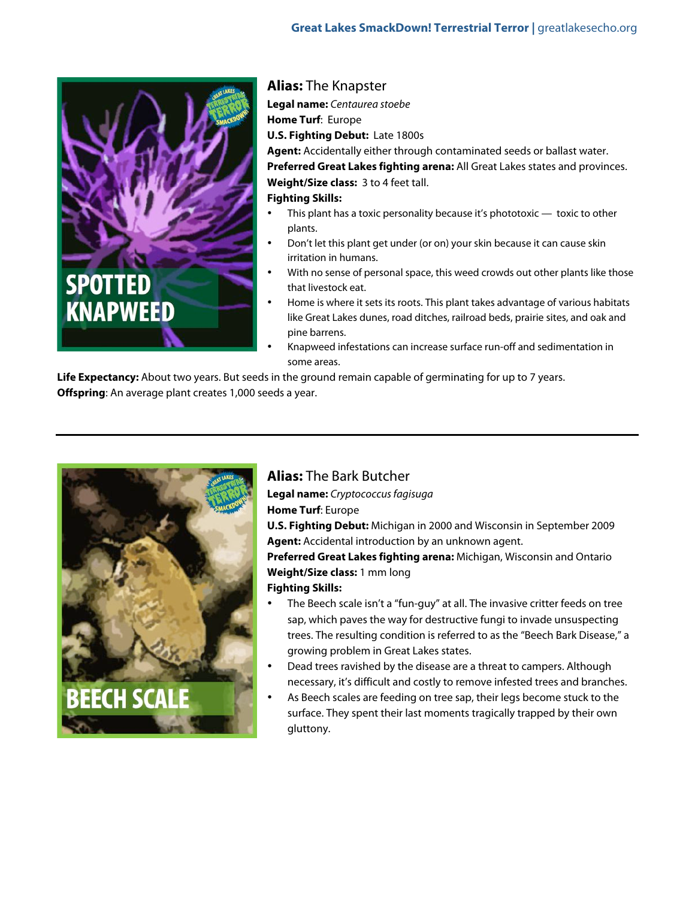## SPOTTED KNAPWEED

**Alias:** The Knapster

**Legal name:** *Centaurea stoebe*

**Home Turf**: Europe

**U.S. Fighting Debut:** Late 1800s

**Agent:** Accidentally either through contaminated seeds or ballast water.

**Preferred Great Lakes fighting arena:** All Great Lakes states and provinces.

**Weight/Size class:** 3 to 4 feet tall.

**Fighting Skills:**

- This plant has a toxic personality because it's phototoxic — toxic to other plants.
- Don't let this plant get under (or on) your skin because it can cause skin irritation in humans.
- With no sense of personal space, this weed crowds out other plants like those that livestock eat.
- Home is where it sets its roots. This plant takes advantage of various habitats like Great Lakes dunes, road ditches, railroad beds, prairie sites, and oak and pine barrens.
- Knapweed infestations can increase surface run-off and sedimentation in some areas.

**Life Expectancy:** About two years. But seeds in the ground remain capable of germinating for up to 7 years.

**Offspring**: An average plant creates 1,000 seeds a year.

---

## BEECH SCALE

**Alias:** The Bark Butcher

**Legal name:** *Cryptococcus fagisuga*

**Home Turf**: Europe

**U.S. Fighting Debut:** Michigan in 2000 and Wisconsin in September 2009

**Agent:** Accidental introduction by an unknown agent.

**Preferred Great Lakes fighting arena:** Michigan, Wisconsin and Ontario

**Weight/Size class:** 1 mm long

**Fighting Skills:**

- The Beech scale isn't a "fun-guy" at all. The invasive critter feeds on tree sap, which paves the way for destructive fungi to invade unsuspecting trees. The resulting condition is referred to as the "Beech Bark Disease," a growing problem in Great Lakes states.
- Dead trees ravished by the disease are a threat to campers. Although necessary, it's difficult and costly to remove infested trees and branches.
- As Beech scales are feeding on tree sap, their legs become stuck to the surface. They spent their last moments tragically trapped by their own gluttony.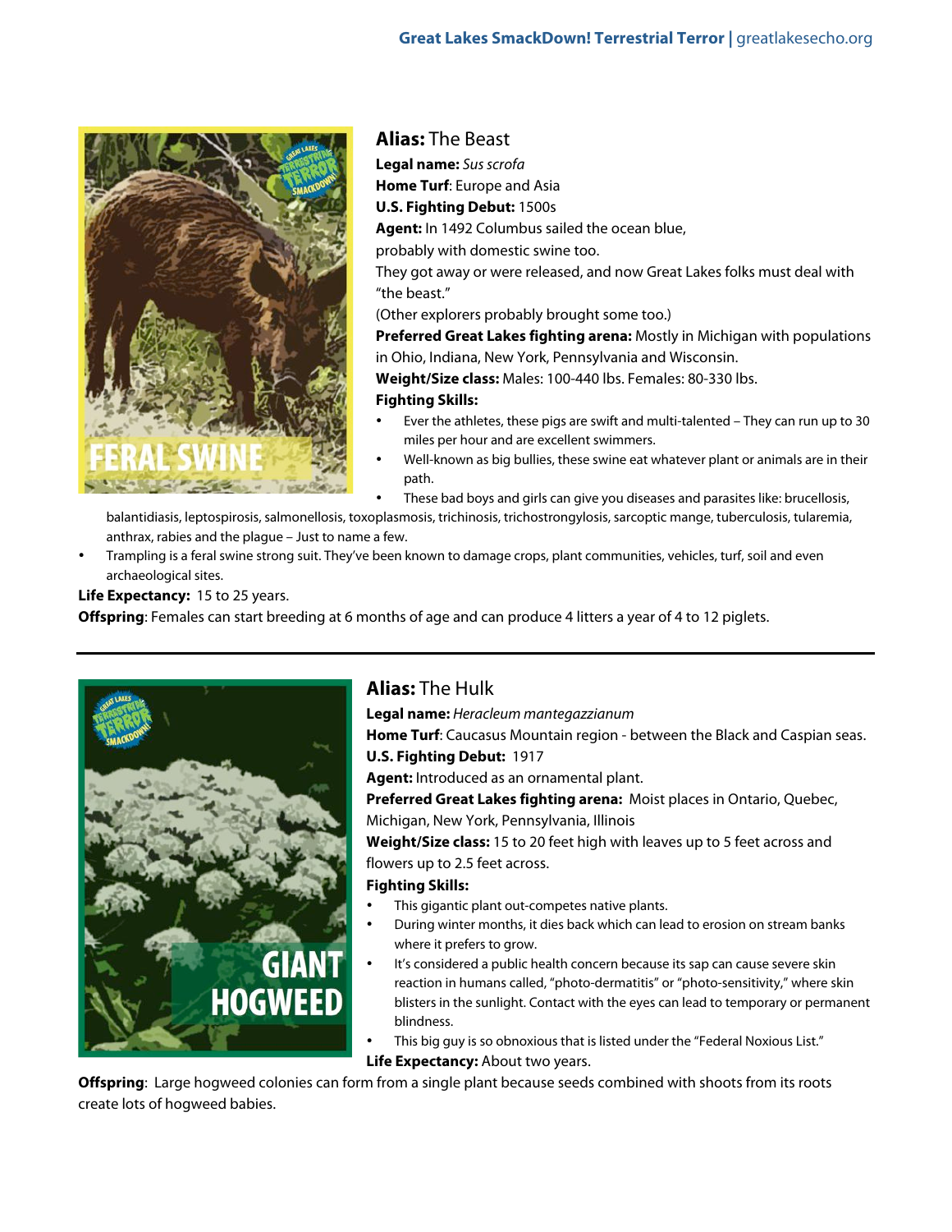## FERAL SWINE

**Alias:** The Beast

**Legal name:** *Sus scrofa*

**Home Turf**: Europe and Asia

**U.S. Fighting Debut:** 1500s

**Agent:** In 1492 Columbus sailed the ocean blue,
probably with domestic swine too.
They got away or were released, and now Great Lakes folks must deal with "the beast."
(Other explorers probably brought some too.)

**Preferred Great Lakes fighting arena:** Mostly in Michigan with populations in Ohio, Indiana, New York, Pennsylvania and Wisconsin.

**Weight/Size class:** Males: 100-440 lbs. Females: 80-330 lbs.

**Fighting Skills:**

- Ever the athletes, these pigs are swift and multi-talented – They can run up to 30 miles per hour and are excellent swimmers.
- Well-known as big bullies, these swine eat whatever plant or animals are in their path.
- These bad boys and girls can give you diseases and parasites like: brucellosis, balantidiasis, leptospirosis, salmonellosis, toxoplasmosis, trichinosis, trichostrongylosis, sarcoptic mange, tuberculosis, tularemia, anthrax, rabies and the plague – Just to name a few.
- Trampling is a feral swine strong suit. They've been known to damage crops, plant communities, vehicles, turf, soil and even archaeological sites.

**Life Expectancy:** 15 to 25 years.

**Offspring**: Females can start breeding at 6 months of age and can produce 4 litters a year of 4 to 12 piglets.

---

## GIANT HOGWEED

**Alias:** The Hulk

**Legal name:** *Heracleum mantegazzianum*

**Home Turf**: Caucasus Mountain region - between the Black and Caspian seas.

**U.S. Fighting Debut:** 1917

**Agent:** Introduced as an ornamental plant.

**Preferred Great Lakes fighting arena:** Moist places in Ontario, Quebec, Michigan, New York, Pennsylvania, Illinois

**Weight/Size class:** 15 to 20 feet high with leaves up to 5 feet across and flowers up to 2.5 feet across.

**Fighting Skills:**

- This gigantic plant out-competes native plants.
- During winter months, it dies back which can lead to erosion on stream banks where it prefers to grow.
- It's considered a public health concern because its sap can cause severe skin reaction in humans called, "photo-dermatitis" or "photo-sensitivity," where skin blisters in the sunlight. Contact with the eyes can lead to temporary or permanent blindness.
- This big guy is so obnoxious that is listed under the "Federal Noxious List."

**Life Expectancy:** About two years.

**Offspring**: Large hogweed colonies can form from a single plant because seeds combined with shoots from its roots create lots of hogweed babies.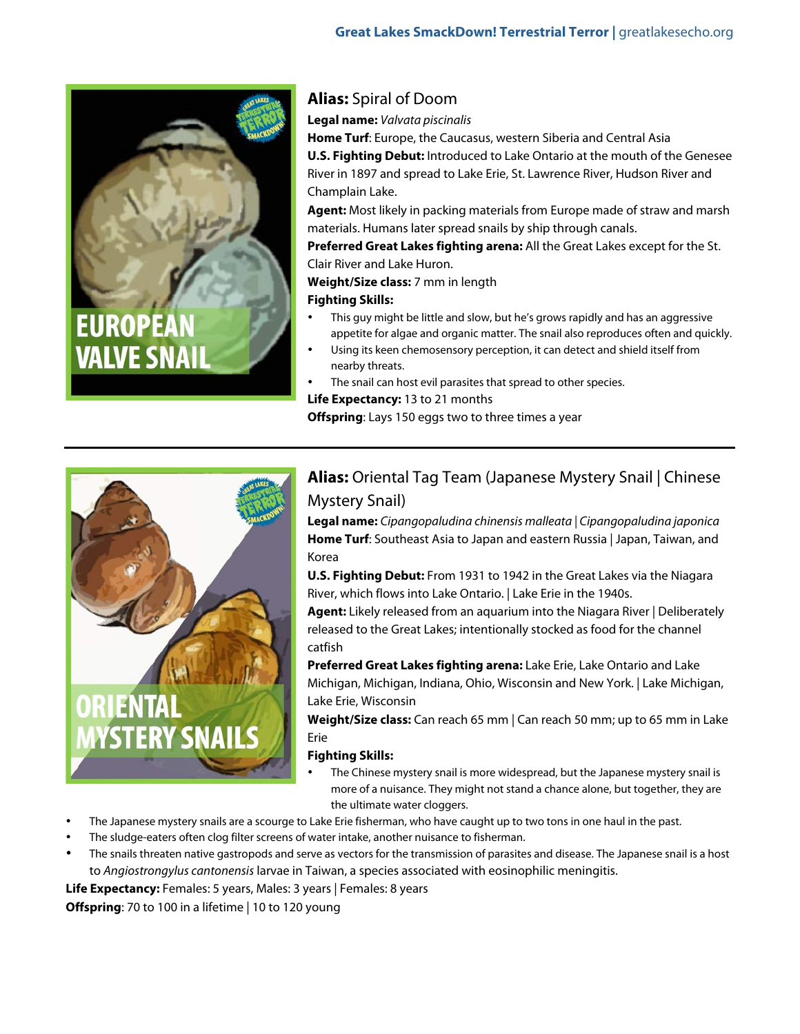## EUROPEAN VALVE SNAIL

**Alias:** Spiral of Doom

**Legal name:** *Valvata piscinalis*

**Home Turf**: Europe, the Caucasus, western Siberia and Central Asia

**U.S. Fighting Debut:** Introduced to Lake Ontario at the mouth of the Genesee River in 1897 and spread to Lake Erie, St. Lawrence River, Hudson River and Champlain Lake.

**Agent:** Most likely in packing materials from Europe made of straw and marsh materials. Humans later spread snails by ship through canals.

**Preferred Great Lakes fighting arena:** All the Great Lakes except for the St. Clair River and Lake Huron.

**Weight/Size class:** 7 mm in length

**Fighting Skills:**

- This guy might be little and slow, but he's grows rapidly and has an aggressive appetite for algae and organic matter. The snail also reproduces often and quickly.
- Using its keen chemosensory perception, it can detect and shield itself from nearby threats.
- The snail can host evil parasites that spread to other species.

**Life Expectancy:** 13 to 21 months

**Offspring**: Lays 150 eggs two to three times a year

---

## ORIENTAL MYSTERY SNAILS

**Alias:** Oriental Tag Team (Japanese Mystery Snail | Chinese Mystery Snail)

**Legal name:** *Cipangopaludina chinensis malleata* | *Cipangopaludina japonica*

**Home Turf**: Southeast Asia to Japan and eastern Russia | Japan, Taiwan, and Korea

**U.S. Fighting Debut:** From 1931 to 1942 in the Great Lakes via the Niagara River, which flows into Lake Ontario. | Lake Erie in the 1940s.

**Agent:** Likely released from an aquarium into the Niagara River | Deliberately released to the Great Lakes; intentionally stocked as food for the channel catfish

**Preferred Great Lakes fighting arena:** Lake Erie, Lake Ontario and Lake Michigan, Michigan, Indiana, Ohio, Wisconsin and New York. | Lake Michigan, Lake Erie, Wisconsin

**Weight/Size class:** Can reach 65 mm | Can reach 50 mm; up to 65 mm in Lake Erie

**Fighting Skills:**

- The Chinese mystery snail is more widespread, but the Japanese mystery snail is more of a nuisance. They might not stand a chance alone, but together, they are the ultimate water cloggers.
- The Japanese mystery snails are a scourge to Lake Erie fisherman, who have caught up to two tons in one haul in the past.
- The sludge-eaters often clog filter screens of water intake, another nuisance to fisherman.
- The snails threaten native gastropods and serve as vectors for the transmission of parasites and disease. The Japanese snail is a host to *Angiostrongylus cantonensis* larvae in Taiwan, a species associated with eosinophilic meningitis.

**Life Expectancy:** Females: 5 years, Males: 3 years | Females: 8 years

**Offspring**: 70 to 100 in a lifetime | 10 to 120 young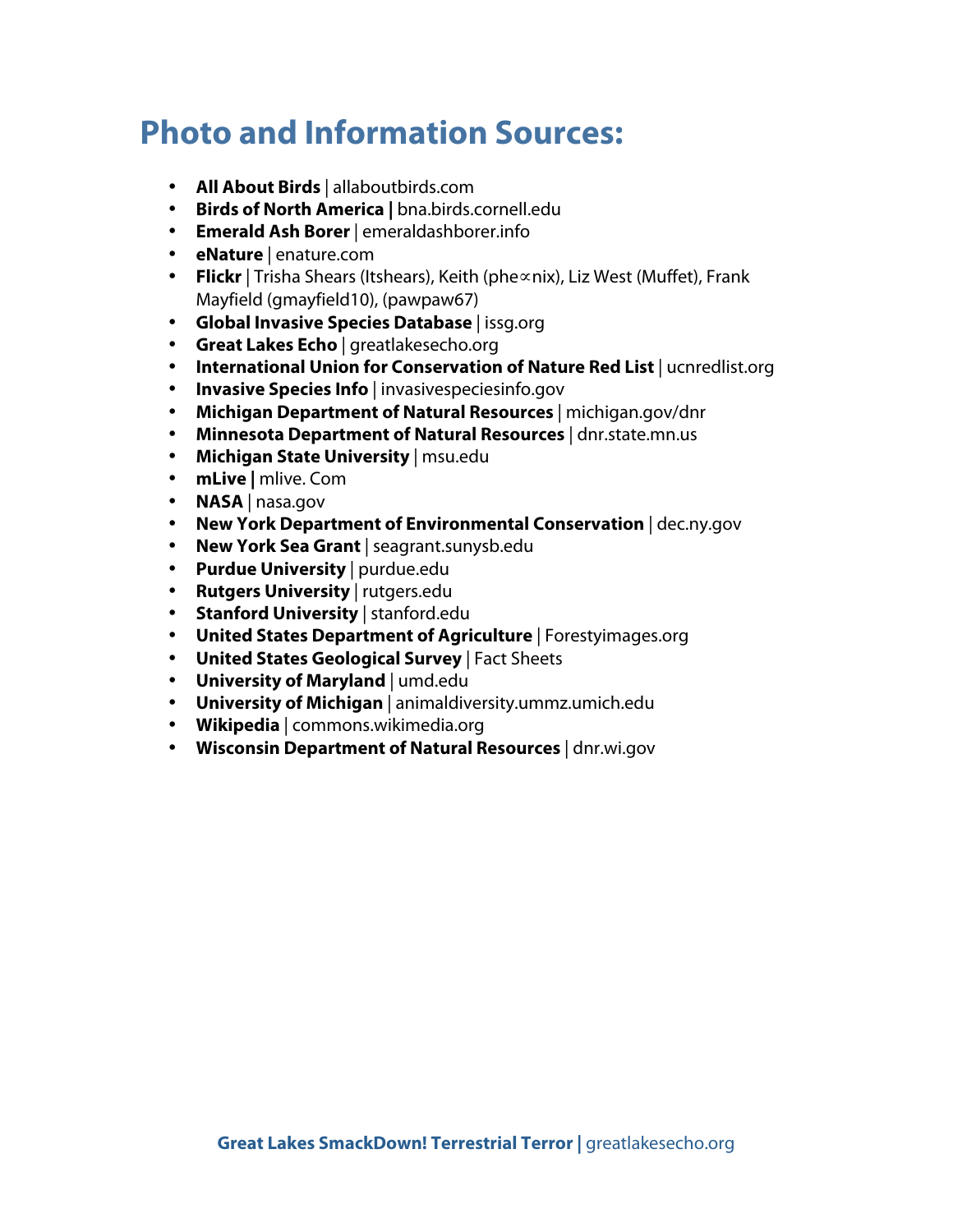# Photo and Information Sources:

- **All About Birds** | allaboutbirds.com
- **Birds of North America |** bna.birds.cornell.edu
- **Emerald Ash Borer** | emeraldashborer.info
- **eNature** | enature.com
- **Flickr** | Trisha Shears (Itshears), Keith (phe∝nix), Liz West (Muffet), Frank Mayfield (gmayfield10), (pawpaw67)
- **Global Invasive Species Database** | issg.org
- **Great Lakes Echo** | greatlakesecho.org
- **International Union for Conservation of Nature Red List** | ucnredlist.org
- **Invasive Species Info** | invasivespeciesinfo.gov
- **Michigan Department of Natural Resources** | michigan.gov/dnr
- **Minnesota Department of Natural Resources** | dnr.state.mn.us
- **Michigan State University** | msu.edu
- **mLive |** mlive. Com
- **NASA** | nasa.gov
- **New York Department of Environmental Conservation** | dec.ny.gov
- **New York Sea Grant** | seagrant.sunysb.edu
- **Purdue University** | purdue.edu
- **Rutgers University** | rutgers.edu
- **Stanford University** | stanford.edu
- **United States Department of Agriculture** | Forestyimages.org
- **United States Geological Survey** | Fact Sheets
- **University of Maryland** | umd.edu
- **University of Michigan** | animaldiversity.ummz.umich.edu
- **Wikipedia** | commons.wikimedia.org
- **Wisconsin Department of Natural Resources** | dnr.wi.gov